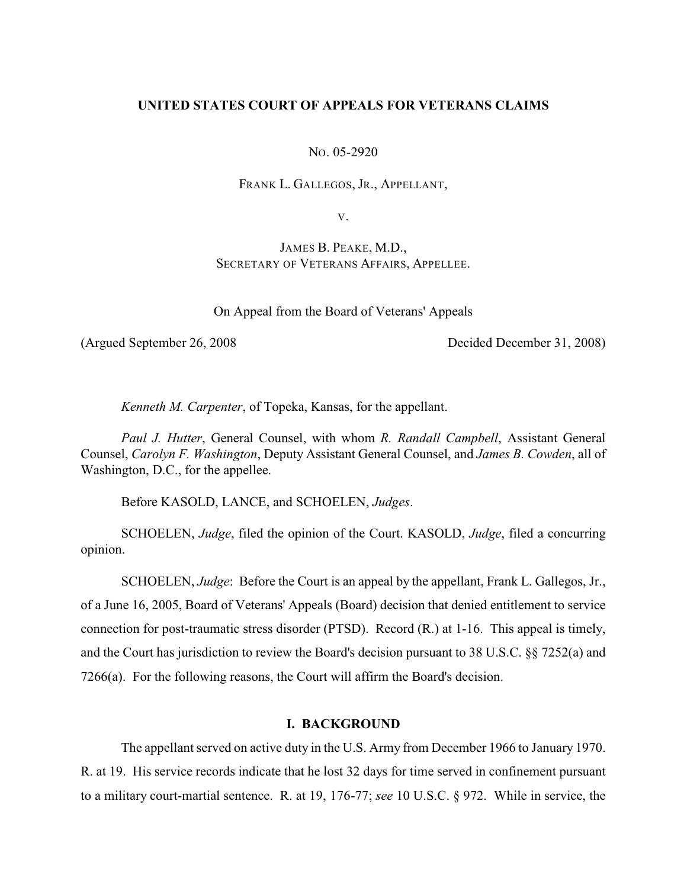**UNITED STATES COURT OF APPEALS FOR VETERANS CLAIMS**

NO. 05-2920

FRANK L. GALLEGOS, JR., APPELLANT,

V.

JAMES B. PEAKE, M.D.,
SECRETARY OF VETERANS AFFAIRS, APPELLEE.

On Appeal from the Board of Veterans' Appeals

(Argued September 26, 2008 Decided December 31, 2008)

*Kenneth M. Carpenter*, of Topeka, Kansas, for the appellant.

*Paul J. Hutter*, General Counsel, with whom *R. Randall Campbell*, Assistant General Counsel, *Carolyn F. Washington*, Deputy Assistant General Counsel, and *James B. Cowden*, all of Washington, D.C., for the appellee.

Before KASOLD, LANCE, and SCHOELEN, *Judges*.

SCHOELEN, *Judge*, filed the opinion of the Court. KASOLD, *Judge*, filed a concurring opinion.

SCHOELEN, *Judge*: Before the Court is an appeal by the appellant, Frank L. Gallegos, Jr., of a June 16, 2005, Board of Veterans' Appeals (Board) decision that denied entitlement to service connection for post-traumatic stress disorder (PTSD). Record (R.) at 1-16. This appeal is timely, and the Court has jurisdiction to review the Board's decision pursuant to 38 U.S.C. §§ 7252(a) and 7266(a). For the following reasons, the Court will affirm the Board's decision.

## I. BACKGROUND

The appellant served on active duty in the U.S. Army from December 1966 to January 1970. R. at 19. His service records indicate that he lost 32 days for time served in confinement pursuant to a military court-martial sentence. R. at 19, 176-77; *see* 10 U.S.C. § 972. While in service, the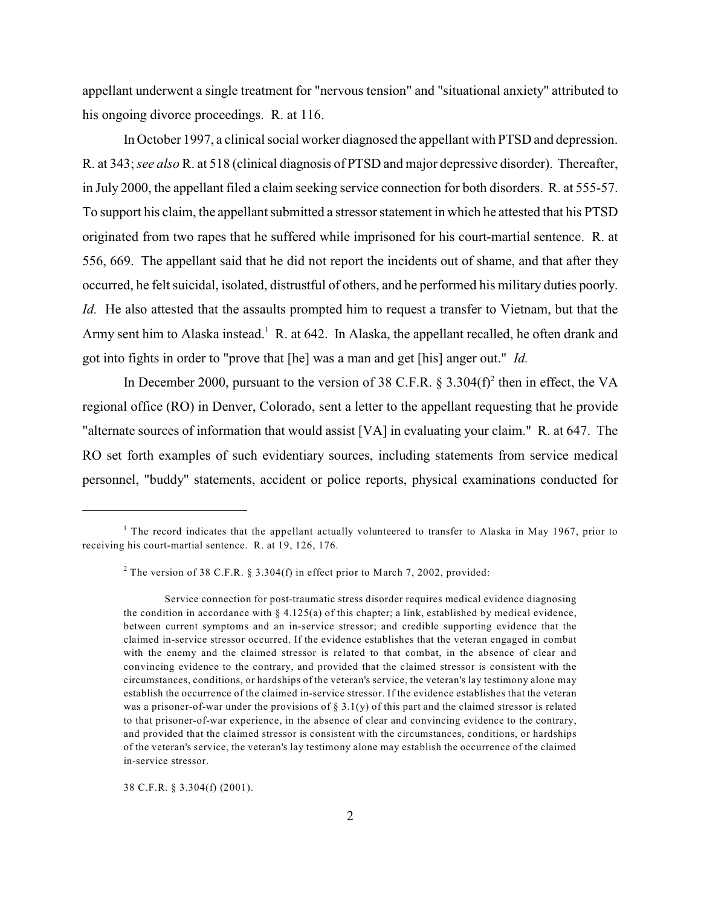appellant underwent a single treatment for "nervous tension" and "situational anxiety" attributed to his ongoing divorce proceedings. R. at 116.

In October 1997, a clinical social worker diagnosed the appellant with PTSD and depression. R. at 343; *see also* R. at 518 (clinical diagnosis of PTSD and major depressive disorder). Thereafter, in July 2000, the appellant filed a claim seeking service connection for both disorders. R. at 555-57. To support his claim, the appellant submitted a stressor statement in which he attested that his PTSD originated from two rapes that he suffered while imprisoned for his court-martial sentence. R. at 556, 669. The appellant said that he did not report the incidents out of shame, and that after they occurred, he felt suicidal, isolated, distrustful of others, and he performed his military duties poorly. *Id.* He also attested that the assaults prompted him to request a transfer to Vietnam, but that the Army sent him to Alaska instead.[1] R. at 642. In Alaska, the appellant recalled, he often drank and got into fights in order to "prove that [he] was a man and get [his] anger out." *Id.*

In December 2000, pursuant to the version of 38 C.F.R. § 3.304(f)[2] then in effect, the VA regional office (RO) in Denver, Colorado, sent a letter to the appellant requesting that he provide "alternate sources of information that would assist [VA] in evaluating your claim." R. at 647. The RO set forth examples of such evidentiary sources, including statements from service medical personnel, "buddy" statements, accident or police reports, physical examinations conducted for

---

[1] The record indicates that the appellant actually volunteered to transfer to Alaska in May 1967, prior to receiving his court-martial sentence. R. at 19, 126, 176.

[2] The version of 38 C.F.R. § 3.304(f) in effect prior to March 7, 2002, provided:

> Service connection for post-traumatic stress disorder requires medical evidence diagnosing the condition in accordance with § 4.125(a) of this chapter; a link, established by medical evidence, between current symptoms and an in-service stressor; and credible supporting evidence that the claimed in-service stressor occurred. If the evidence establishes that the veteran engaged in combat with the enemy and the claimed stressor is related to that combat, in the absence of clear and convincing evidence to the contrary, and provided that the claimed stressor is consistent with the circumstances, conditions, or hardships of the veteran's service, the veteran's lay testimony alone may establish the occurrence of the claimed in-service stressor. If the evidence establishes that the veteran was a prisoner-of-war under the provisions of § 3.1(y) of this part and the claimed stressor is related to that prisoner-of-war experience, in the absence of clear and convincing evidence to the contrary, and provided that the claimed stressor is consistent with the circumstances, conditions, or hardships of the veteran's service, the veteran's lay testimony alone may establish the occurrence of the claimed in-service stressor.

38 C.F.R. § 3.304(f) (2001).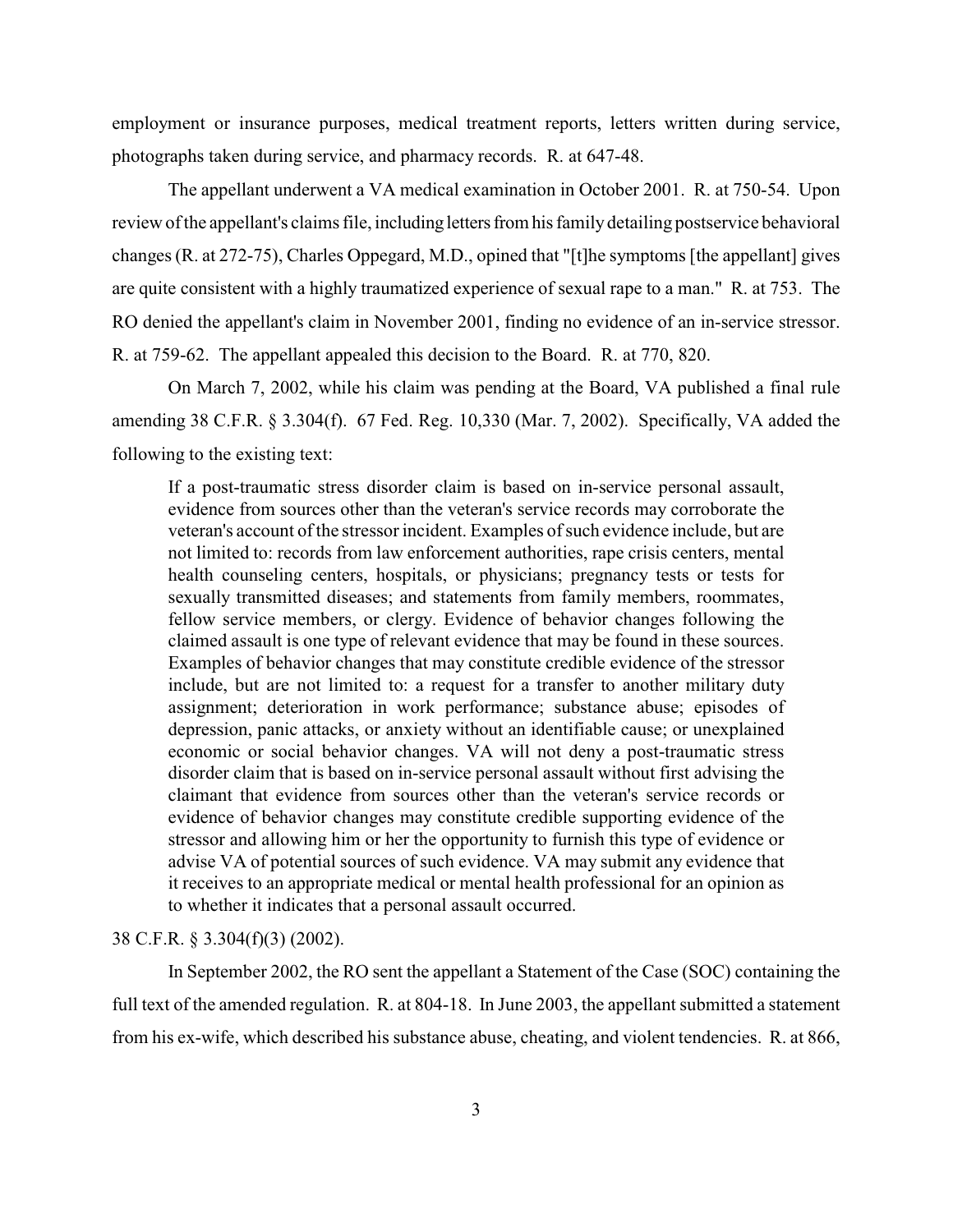employment or insurance purposes, medical treatment reports, letters written during service, photographs taken during service, and pharmacy records. R. at 647-48.

The appellant underwent a VA medical examination in October 2001. R. at 750-54. Upon review of the appellant's claims file, including letters from his family detailing postservice behavioral changes (R. at 272-75), Charles Oppegard, M.D., opined that "[t]he symptoms [the appellant] gives are quite consistent with a highly traumatized experience of sexual rape to a man." R. at 753. The RO denied the appellant's claim in November 2001, finding no evidence of an in-service stressor. R. at 759-62. The appellant appealed this decision to the Board. R. at 770, 820.

On March 7, 2002, while his claim was pending at the Board, VA published a final rule amending 38 C.F.R. § 3.304(f). 67 Fed. Reg. 10,330 (Mar. 7, 2002). Specifically, VA added the following to the existing text:

> If a post-traumatic stress disorder claim is based on in-service personal assault, evidence from sources other than the veteran's service records may corroborate the veteran's account of the stressor incident. Examples of such evidence include, but are not limited to: records from law enforcement authorities, rape crisis centers, mental health counseling centers, hospitals, or physicians; pregnancy tests or tests for sexually transmitted diseases; and statements from family members, roommates, fellow service members, or clergy. Evidence of behavior changes following the claimed assault is one type of relevant evidence that may be found in these sources. Examples of behavior changes that may constitute credible evidence of the stressor include, but are not limited to: a request for a transfer to another military duty assignment; deterioration in work performance; substance abuse; episodes of depression, panic attacks, or anxiety without an identifiable cause; or unexplained economic or social behavior changes. VA will not deny a post-traumatic stress disorder claim that is based on in-service personal assault without first advising the claimant that evidence from sources other than the veteran's service records or evidence of behavior changes may constitute credible supporting evidence of the stressor and allowing him or her the opportunity to furnish this type of evidence or advise VA of potential sources of such evidence. VA may submit any evidence that it receives to an appropriate medical or mental health professional for an opinion as to whether it indicates that a personal assault occurred.

38 C.F.R. § 3.304(f)(3) (2002).

In September 2002, the RO sent the appellant a Statement of the Case (SOC) containing the full text of the amended regulation. R. at 804-18. In June 2003, the appellant submitted a statement from his ex-wife, which described his substance abuse, cheating, and violent tendencies. R. at 866,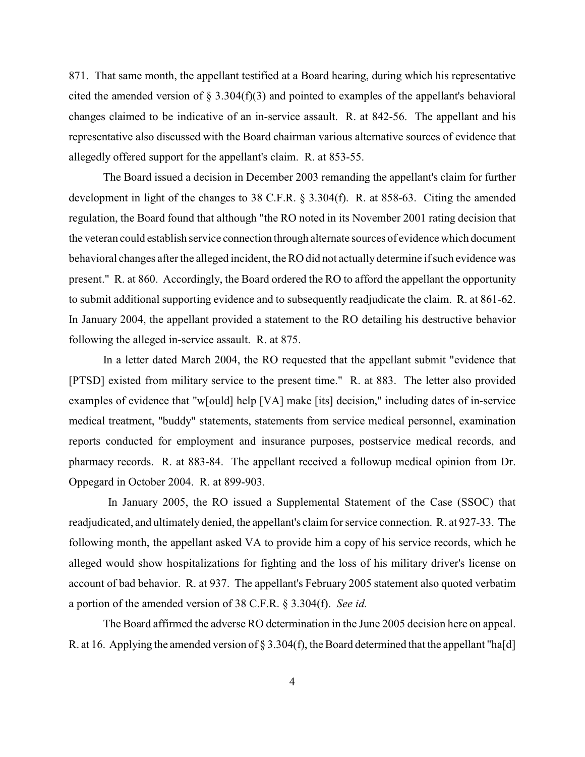871. That same month, the appellant testified at a Board hearing, during which his representative cited the amended version of § 3.304(f)(3) and pointed to examples of the appellant's behavioral changes claimed to be indicative of an in-service assault. R. at 842-56. The appellant and his representative also discussed with the Board chairman various alternative sources of evidence that allegedly offered support for the appellant's claim. R. at 853-55.

The Board issued a decision in December 2003 remanding the appellant's claim for further development in light of the changes to 38 C.F.R. § 3.304(f). R. at 858-63. Citing the amended regulation, the Board found that although "the RO noted in its November 2001 rating decision that the veteran could establish service connection through alternate sources of evidence which document behavioral changes after the alleged incident, the RO did not actually determine if such evidence was present." R. at 860. Accordingly, the Board ordered the RO to afford the appellant the opportunity to submit additional supporting evidence and to subsequently readjudicate the claim. R. at 861-62. In January 2004, the appellant provided a statement to the RO detailing his destructive behavior following the alleged in-service assault. R. at 875.

In a letter dated March 2004, the RO requested that the appellant submit "evidence that [PTSD] existed from military service to the present time." R. at 883. The letter also provided examples of evidence that "w[ould] help [VA] make [its] decision," including dates of in-service medical treatment, "buddy" statements, statements from service medical personnel, examination reports conducted for employment and insurance purposes, postservice medical records, and pharmacy records. R. at 883-84. The appellant received a followup medical opinion from Dr. Oppegard in October 2004. R. at 899-903.

In January 2005, the RO issued a Supplemental Statement of the Case (SSOC) that readjudicated, and ultimately denied, the appellant's claim for service connection. R. at 927-33. The following month, the appellant asked VA to provide him a copy of his service records, which he alleged would show hospitalizations for fighting and the loss of his military driver's license on account of bad behavior. R. at 937. The appellant's February 2005 statement also quoted verbatim a portion of the amended version of 38 C.F.R. § 3.304(f). *See id.*

The Board affirmed the adverse RO determination in the June 2005 decision here on appeal. R. at 16. Applying the amended version of § 3.304(f), the Board determined that the appellant "ha[d]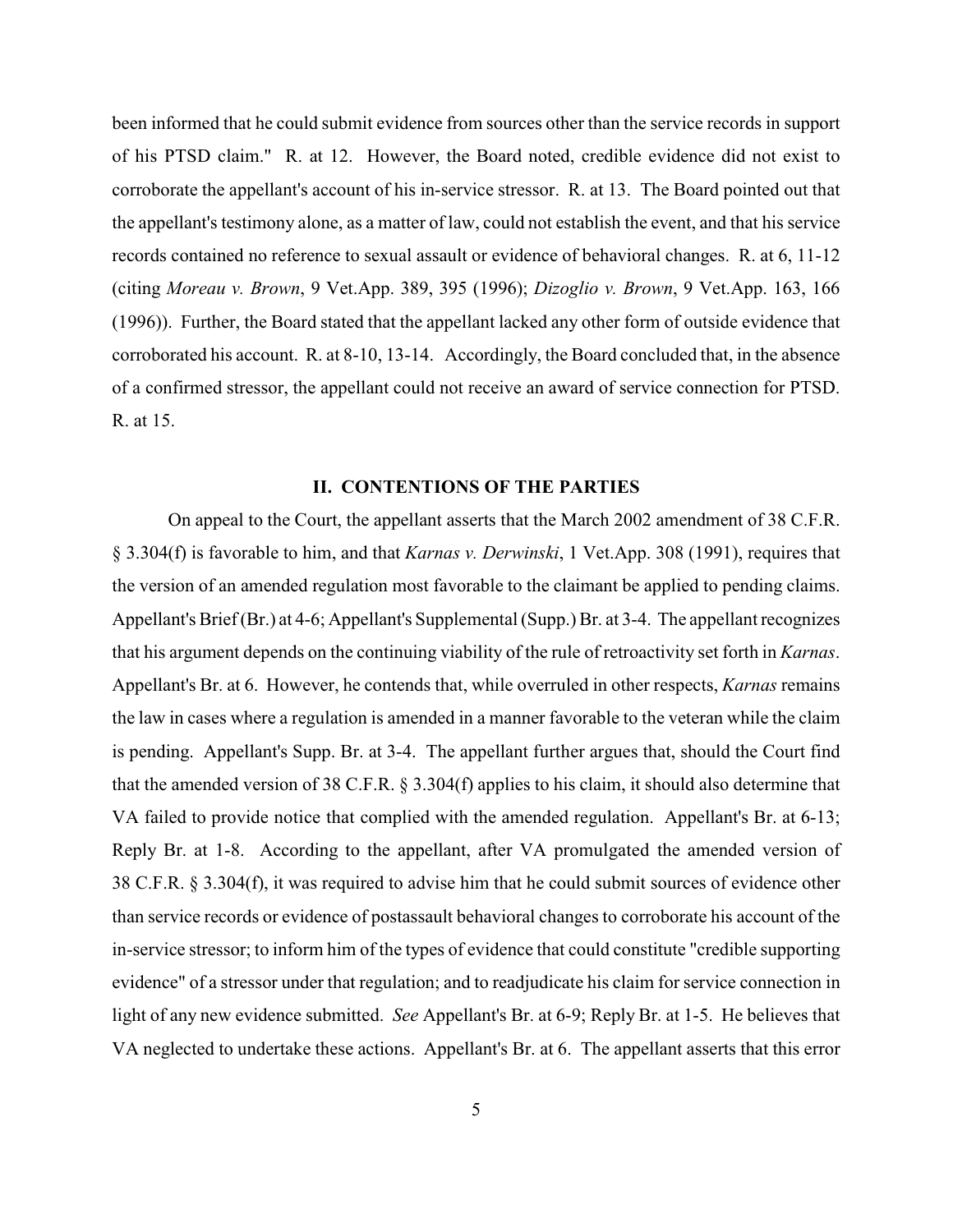been informed that he could submit evidence from sources other than the service records in support of his PTSD claim." R. at 12. However, the Board noted, credible evidence did not exist to corroborate the appellant's account of his in-service stressor. R. at 13. The Board pointed out that the appellant's testimony alone, as a matter of law, could not establish the event, and that his service records contained no reference to sexual assault or evidence of behavioral changes. R. at 6, 11-12 (citing *Moreau v. Brown*, 9 Vet.App. 389, 395 (1996); *Dizoglio v. Brown*, 9 Vet.App. 163, 166 (1996)). Further, the Board stated that the appellant lacked any other form of outside evidence that corroborated his account. R. at 8-10, 13-14. Accordingly, the Board concluded that, in the absence of a confirmed stressor, the appellant could not receive an award of service connection for PTSD. R. at 15.

## II. CONTENTIONS OF THE PARTIES

On appeal to the Court, the appellant asserts that the March 2002 amendment of 38 C.F.R. § 3.304(f) is favorable to him, and that *Karnas v. Derwinski*, 1 Vet.App. 308 (1991), requires that the version of an amended regulation most favorable to the claimant be applied to pending claims. Appellant's Brief (Br.) at 4-6; Appellant's Supplemental (Supp.) Br. at 3-4. The appellant recognizes that his argument depends on the continuing viability of the rule of retroactivity set forth in *Karnas*. Appellant's Br. at 6. However, he contends that, while overruled in other respects, *Karnas* remains the law in cases where a regulation is amended in a manner favorable to the veteran while the claim is pending. Appellant's Supp. Br. at 3-4. The appellant further argues that, should the Court find that the amended version of 38 C.F.R. § 3.304(f) applies to his claim, it should also determine that VA failed to provide notice that complied with the amended regulation. Appellant's Br. at 6-13; Reply Br. at 1-8. According to the appellant, after VA promulgated the amended version of 38 C.F.R. § 3.304(f), it was required to advise him that he could submit sources of evidence other than service records or evidence of postassault behavioral changes to corroborate his account of the in-service stressor; to inform him of the types of evidence that could constitute "credible supporting evidence" of a stressor under that regulation; and to readjudicate his claim for service connection in light of any new evidence submitted. *See* Appellant's Br. at 6-9; Reply Br. at 1-5. He believes that VA neglected to undertake these actions. Appellant's Br. at 6. The appellant asserts that this error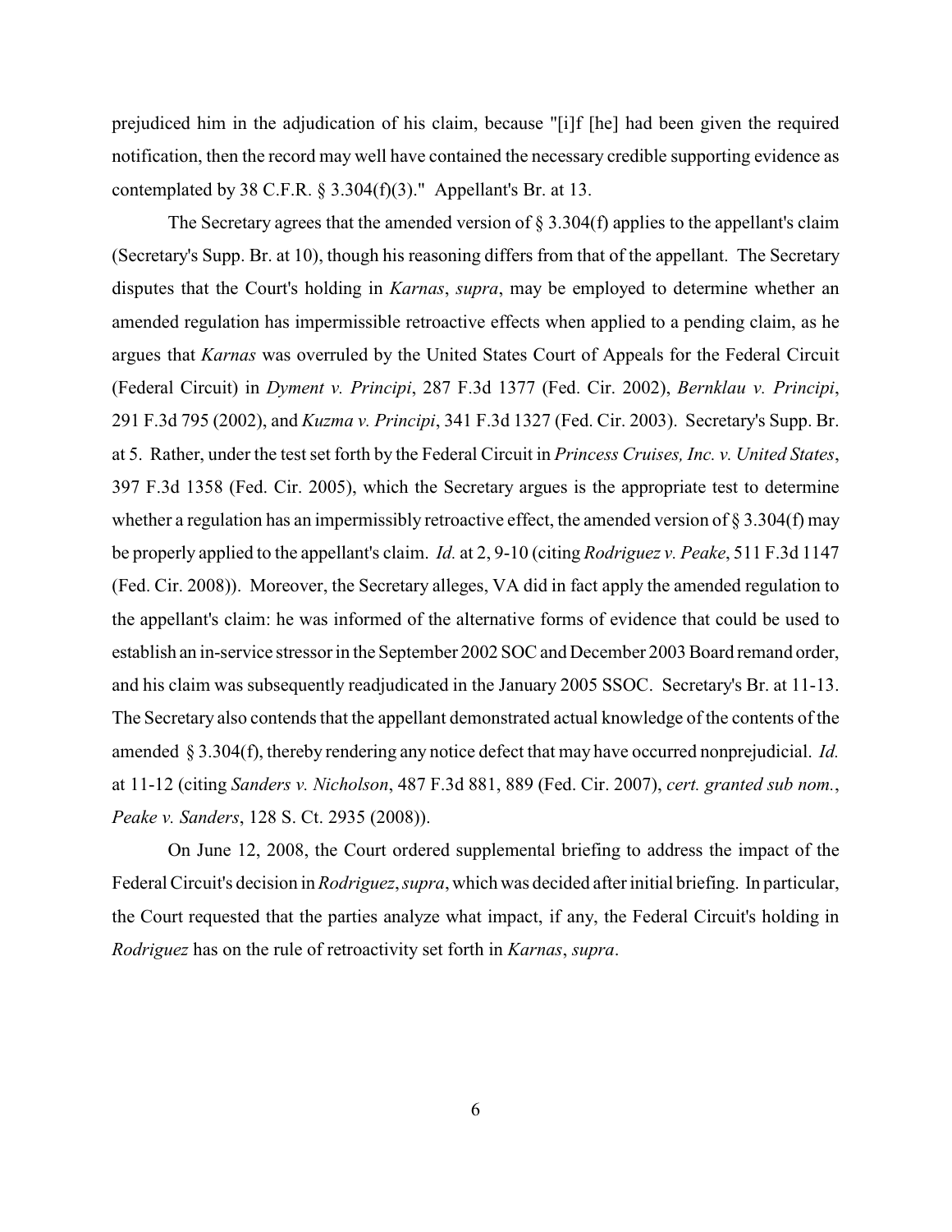prejudiced him in the adjudication of his claim, because "[i]f [he] had been given the required notification, then the record may well have contained the necessary credible supporting evidence as contemplated by 38 C.F.R. § 3.304(f)(3)." Appellant's Br. at 13.

The Secretary agrees that the amended version of § 3.304(f) applies to the appellant's claim (Secretary's Supp. Br. at 10), though his reasoning differs from that of the appellant. The Secretary disputes that the Court's holding in *Karnas*, *supra*, may be employed to determine whether an amended regulation has impermissible retroactive effects when applied to a pending claim, as he argues that *Karnas* was overruled by the United States Court of Appeals for the Federal Circuit (Federal Circuit) in *Dyment v. Principi*, 287 F.3d 1377 (Fed. Cir. 2002), *Bernklau v. Principi*, 291 F.3d 795 (2002), and *Kuzma v. Principi*, 341 F.3d 1327 (Fed. Cir. 2003). Secretary's Supp. Br. at 5. Rather, under the test set forth by the Federal Circuit in *Princess Cruises, Inc. v. United States*, 397 F.3d 1358 (Fed. Cir. 2005), which the Secretary argues is the appropriate test to determine whether a regulation has an impermissibly retroactive effect, the amended version of § 3.304(f) may be properly applied to the appellant's claim. *Id.* at 2, 9-10 (citing *Rodriguez v. Peake*, 511 F.3d 1147 (Fed. Cir. 2008)). Moreover, the Secretary alleges, VA did in fact apply the amended regulation to the appellant's claim: he was informed of the alternative forms of evidence that could be used to establish an in-service stressor in the September 2002 SOC and December 2003 Board remand order, and his claim was subsequently readjudicated in the January 2005 SSOC. Secretary's Br. at 11-13. The Secretary also contends that the appellant demonstrated actual knowledge of the contents of the amended § 3.304(f), thereby rendering any notice defect that may have occurred nonprejudicial. *Id.* at 11-12 (citing *Sanders v. Nicholson*, 487 F.3d 881, 889 (Fed. Cir. 2007), *cert. granted sub nom.*, *Peake v. Sanders*, 128 S. Ct. 2935 (2008)).

On June 12, 2008, the Court ordered supplemental briefing to address the impact of the Federal Circuit's decision in *Rodriguez*, *supra*, which was decided after initial briefing. In particular, the Court requested that the parties analyze what impact, if any, the Federal Circuit's holding in *Rodriguez* has on the rule of retroactivity set forth in *Karnas*, *supra*.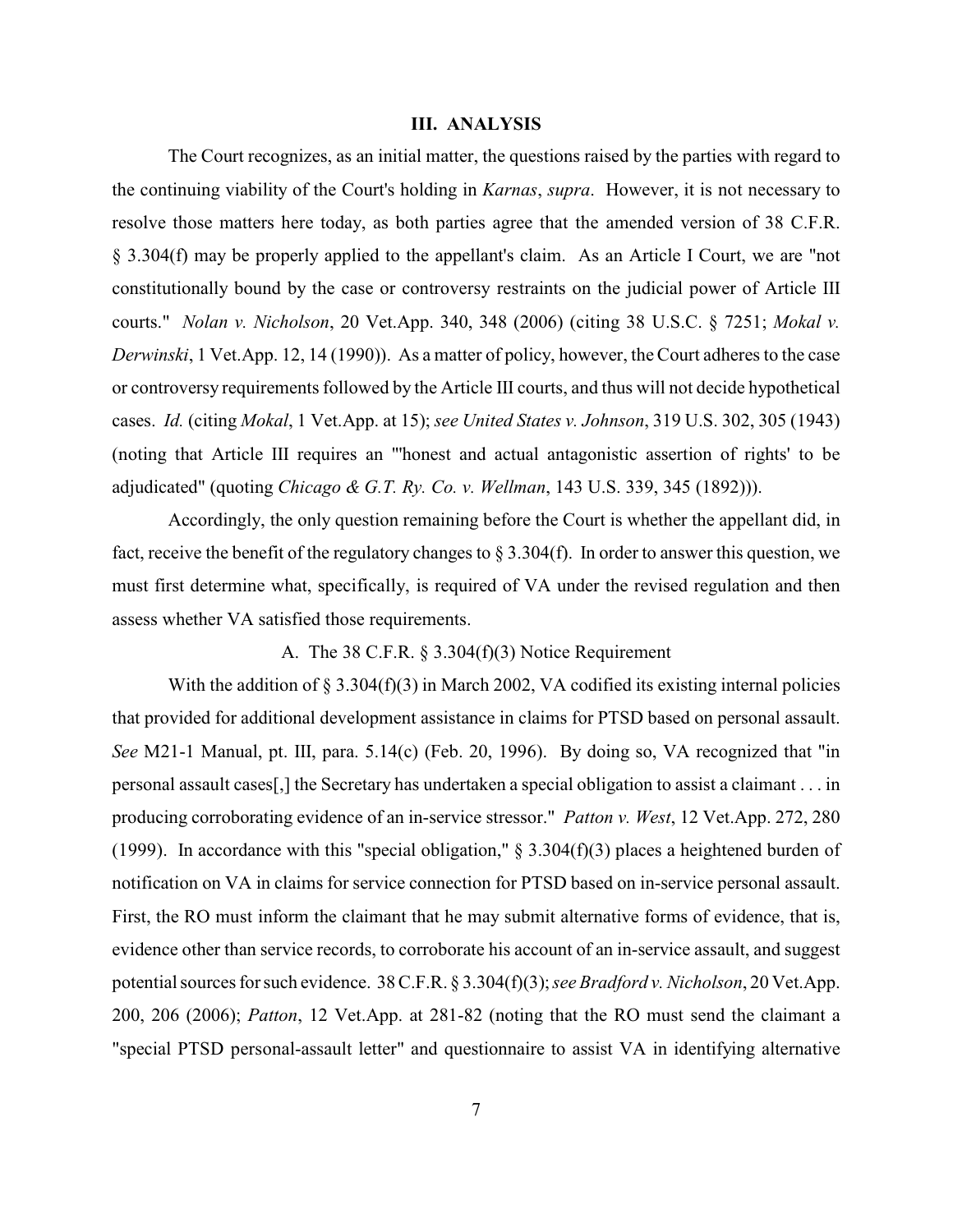## III. ANALYSIS

The Court recognizes, as an initial matter, the questions raised by the parties with regard to the continuing viability of the Court's holding in *Karnas*, *supra*. However, it is not necessary to resolve those matters here today, as both parties agree that the amended version of 38 C.F.R. § 3.304(f) may be properly applied to the appellant's claim. As an Article I Court, we are "not constitutionally bound by the case or controversy restraints on the judicial power of Article III courts." *Nolan v. Nicholson*, 20 Vet.App. 340, 348 (2006) (citing 38 U.S.C. § 7251; *Mokal v. Derwinski*, 1 Vet.App. 12, 14 (1990)). As a matter of policy, however, the Court adheres to the case or controversy requirements followed by the Article III courts, and thus will not decide hypothetical cases. *Id.* (citing *Mokal*, 1 Vet.App. at 15); *see United States v. Johnson*, 319 U.S. 302, 305 (1943) (noting that Article III requires an "'honest and actual antagonistic assertion of rights' to be adjudicated" (quoting *Chicago & G.T. Ry. Co. v. Wellman*, 143 U.S. 339, 345 (1892))).

Accordingly, the only question remaining before the Court is whether the appellant did, in fact, receive the benefit of the regulatory changes to § 3.304(f). In order to answer this question, we must first determine what, specifically, is required of VA under the revised regulation and then assess whether VA satisfied those requirements.

### A. The 38 C.F.R. § 3.304(f)(3) Notice Requirement

With the addition of § 3.304(f)(3) in March 2002, VA codified its existing internal policies that provided for additional development assistance in claims for PTSD based on personal assault. *See* M21-1 Manual, pt. III, para. 5.14(c) (Feb. 20, 1996). By doing so, VA recognized that "in personal assault cases[,] the Secretary has undertaken a special obligation to assist a claimant . . . in producing corroborating evidence of an in-service stressor." *Patton v. West*, 12 Vet.App. 272, 280 (1999). In accordance with this "special obligation," § 3.304(f)(3) places a heightened burden of notification on VA in claims for service connection for PTSD based on in-service personal assault. First, the RO must inform the claimant that he may submit alternative forms of evidence, that is, evidence other than service records, to corroborate his account of an in-service assault, and suggest potential sources for such evidence. 38 C.F.R. § 3.304(f)(3); *see Bradford v. Nicholson*, 20 Vet.App. 200, 206 (2006); *Patton*, 12 Vet.App. at 281-82 (noting that the RO must send the claimant a "special PTSD personal-assault letter" and questionnaire to assist VA in identifying alternative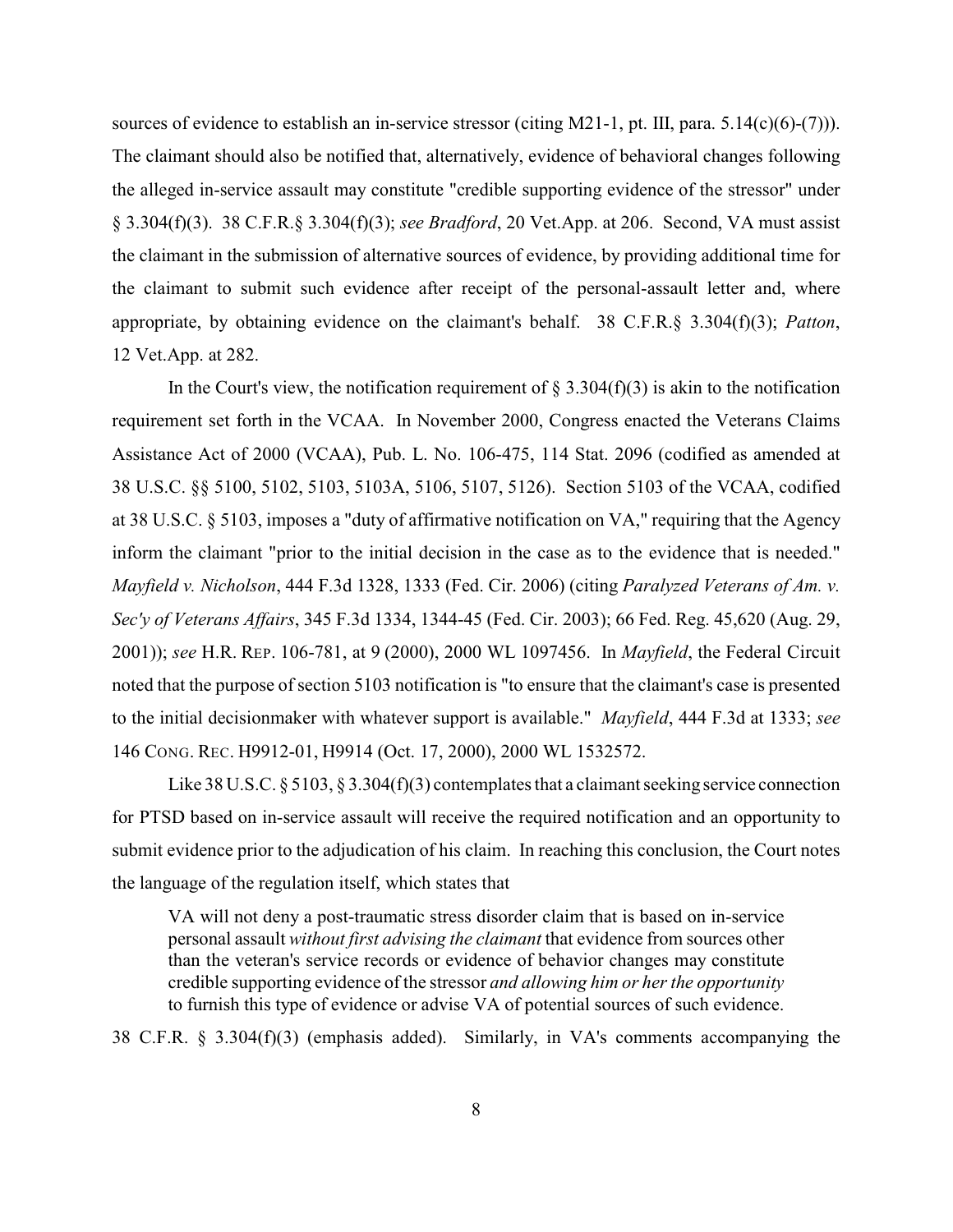sources of evidence to establish an in-service stressor (citing M21-1, pt. III, para. 5.14(c)(6)-(7))). The claimant should also be notified that, alternatively, evidence of behavioral changes following the alleged in-service assault may constitute "credible supporting evidence of the stressor" under § 3.304(f)(3). 38 C.F.R.§ 3.304(f)(3); *see Bradford*, 20 Vet.App. at 206. Second, VA must assist the claimant in the submission of alternative sources of evidence, by providing additional time for the claimant to submit such evidence after receipt of the personal-assault letter and, where appropriate, by obtaining evidence on the claimant's behalf. 38 C.F.R.§ 3.304(f)(3); *Patton*, 12 Vet.App. at 282.

In the Court's view, the notification requirement of § 3.304(f)(3) is akin to the notification requirement set forth in the VCAA. In November 2000, Congress enacted the Veterans Claims Assistance Act of 2000 (VCAA), Pub. L. No. 106-475, 114 Stat. 2096 (codified as amended at 38 U.S.C. §§ 5100, 5102, 5103, 5103A, 5106, 5107, 5126). Section 5103 of the VCAA, codified at 38 U.S.C. § 5103, imposes a "duty of affirmative notification on VA," requiring that the Agency inform the claimant "prior to the initial decision in the case as to the evidence that is needed." *Mayfield v. Nicholson*, 444 F.3d 1328, 1333 (Fed. Cir. 2006) (citing *Paralyzed Veterans of Am. v. Sec'y of Veterans Affairs*, 345 F.3d 1334, 1344-45 (Fed. Cir. 2003); 66 Fed. Reg. 45,620 (Aug. 29, 2001)); *see* H.R. REP. 106-781, at 9 (2000), 2000 WL 1097456. In *Mayfield*, the Federal Circuit noted that the purpose of section 5103 notification is "to ensure that the claimant's case is presented to the initial decisionmaker with whatever support is available." *Mayfield*, 444 F.3d at 1333; *see* 146 CONG. REC. H9912-01, H9914 (Oct. 17, 2000), 2000 WL 1532572.

Like 38 U.S.C. § 5103, § 3.304(f)(3) contemplates that a claimant seeking service connection for PTSD based on in-service assault will receive the required notification and an opportunity to submit evidence prior to the adjudication of his claim. In reaching this conclusion, the Court notes the language of the regulation itself, which states that

> VA will not deny a post-traumatic stress disorder claim that is based on in-service personal assault *without first advising the claimant* that evidence from sources other than the veteran's service records or evidence of behavior changes may constitute credible supporting evidence of the stressor *and allowing him or her the opportunity* to furnish this type of evidence or advise VA of potential sources of such evidence.

38 C.F.R. § 3.304(f)(3) (emphasis added). Similarly, in VA's comments accompanying the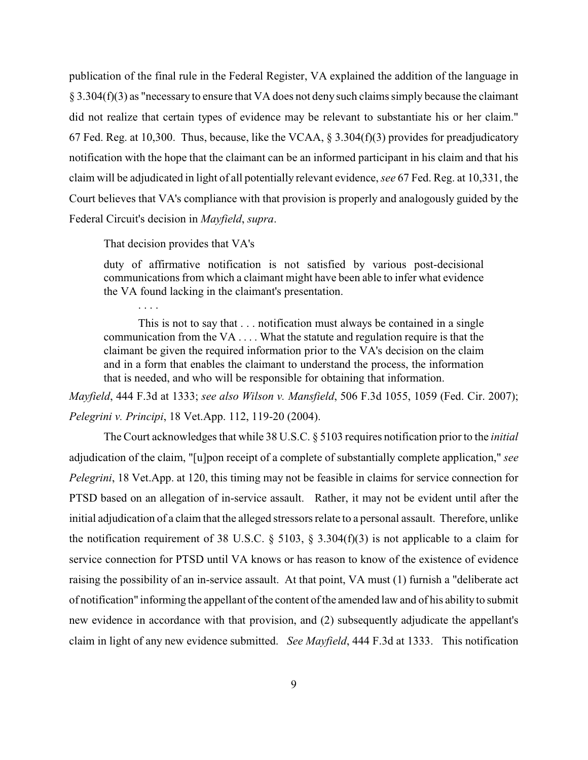publication of the final rule in the Federal Register, VA explained the addition of the language in § 3.304(f)(3) as "necessary to ensure that VA does not deny such claims simply because the claimant did not realize that certain types of evidence may be relevant to substantiate his or her claim." 67 Fed. Reg. at 10,300. Thus, because, like the VCAA, § 3.304(f)(3) provides for preadjudicatory notification with the hope that the claimant can be an informed participant in his claim and that his claim will be adjudicated in light of all potentially relevant evidence, *see* 67 Fed. Reg. at 10,331, the Court believes that VA's compliance with that provision is properly and analogously guided by the Federal Circuit's decision in *Mayfield*, *supra*.

That decision provides that VA's

> duty of affirmative notification is not satisfied by various post-decisional communications from which a claimant might have been able to infer what evidence the VA found lacking in the claimant's presentation.
>
> . . . .
>
> This is not to say that . . . notification must always be contained in a single communication from the VA . . . . What the statute and regulation require is that the claimant be given the required information prior to the VA's decision on the claim and in a form that enables the claimant to understand the process, the information that is needed, and who will be responsible for obtaining that information.

*Mayfield*, 444 F.3d at 1333; *see also Wilson v. Mansfield*, 506 F.3d 1055, 1059 (Fed. Cir. 2007); *Pelegrini v. Principi*, 18 Vet.App. 112, 119-20 (2004).

The Court acknowledges that while 38 U.S.C. § 5103 requires notification prior to the *initial* adjudication of the claim, "[u]pon receipt of a complete of substantially complete application," *see Pelegrini*, 18 Vet.App. at 120, this timing may not be feasible in claims for service connection for PTSD based on an allegation of in-service assault. Rather, it may not be evident until after the initial adjudication of a claim that the alleged stressors relate to a personal assault. Therefore, unlike the notification requirement of 38 U.S.C. § 5103, § 3.304(f)(3) is not applicable to a claim for service connection for PTSD until VA knows or has reason to know of the existence of evidence raising the possibility of an in-service assault. At that point, VA must (1) furnish a "deliberate act of notification" informing the appellant of the content of the amended law and of his ability to submit new evidence in accordance with that provision, and (2) subsequently adjudicate the appellant's claim in light of any new evidence submitted. *See Mayfield*, 444 F.3d at 1333. This notification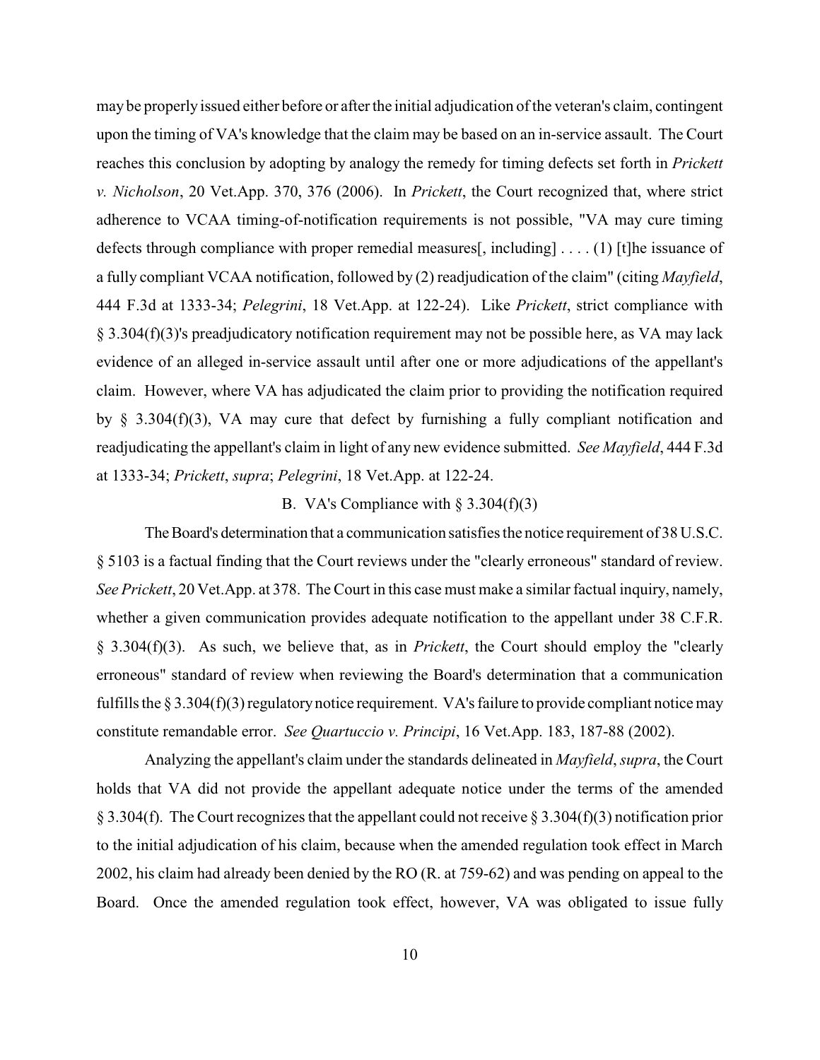may be properly issued either before or after the initial adjudication of the veteran's claim, contingent upon the timing of VA's knowledge that the claim may be based on an in-service assault. The Court reaches this conclusion by adopting by analogy the remedy for timing defects set forth in *Prickett v. Nicholson*, 20 Vet.App. 370, 376 (2006). In *Prickett*, the Court recognized that, where strict adherence to VCAA timing-of-notification requirements is not possible, "VA may cure timing defects through compliance with proper remedial measures[, including] . . . . (1) [t]he issuance of a fully compliant VCAA notification, followed by (2) readjudication of the claim" (citing *Mayfield*, 444 F.3d at 1333-34; *Pelegrini*, 18 Vet.App. at 122-24). Like *Prickett*, strict compliance with § 3.304(f)(3)'s preadjudicatory notification requirement may not be possible here, as VA may lack evidence of an alleged in-service assault until after one or more adjudications of the appellant's claim. However, where VA has adjudicated the claim prior to providing the notification required by § 3.304(f)(3), VA may cure that defect by furnishing a fully compliant notification and readjudicating the appellant's claim in light of any new evidence submitted. *See Mayfield*, 444 F.3d at 1333-34; *Prickett*, *supra*; *Pelegrini*, 18 Vet.App. at 122-24.

B. VA's Compliance with § 3.304(f)(3)

The Board's determination that a communication satisfies the notice requirement of 38 U.S.C. § 5103 is a factual finding that the Court reviews under the "clearly erroneous" standard of review. *See Prickett*, 20 Vet.App. at 378. The Court in this case must make a similar factual inquiry, namely, whether a given communication provides adequate notification to the appellant under 38 C.F.R. § 3.304(f)(3). As such, we believe that, as in *Prickett*, the Court should employ the "clearly erroneous" standard of review when reviewing the Board's determination that a communication fulfills the § 3.304(f)(3) regulatory notice requirement. VA's failure to provide compliant notice may constitute remandable error. *See Quartuccio v. Principi*, 16 Vet.App. 183, 187-88 (2002).

Analyzing the appellant's claim under the standards delineated in *Mayfield*, *supra*, the Court holds that VA did not provide the appellant adequate notice under the terms of the amended § 3.304(f). The Court recognizes that the appellant could not receive § 3.304(f)(3) notification prior to the initial adjudication of his claim, because when the amended regulation took effect in March 2002, his claim had already been denied by the RO (R. at 759-62) and was pending on appeal to the Board. Once the amended regulation took effect, however, VA was obligated to issue fully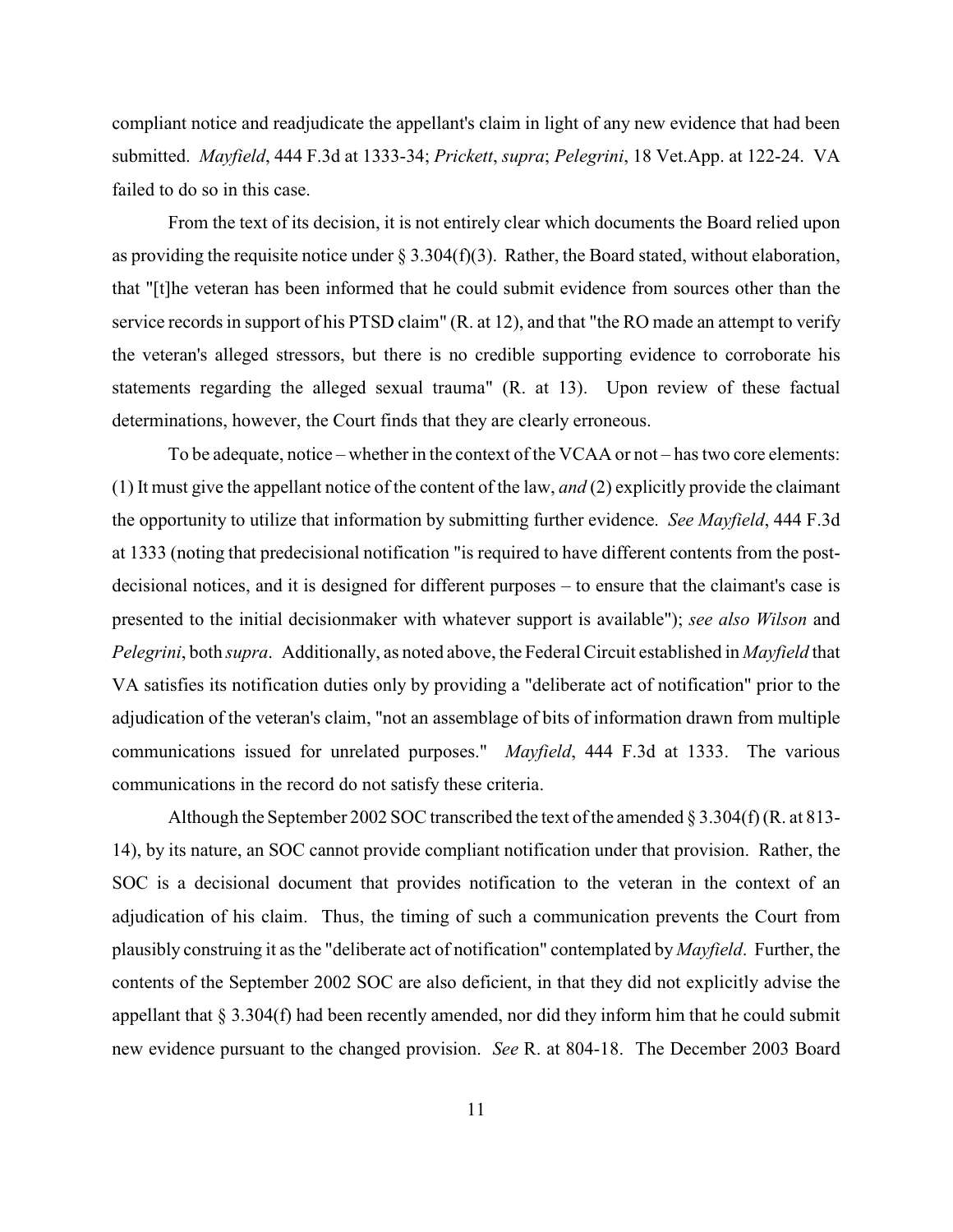compliant notice and readjudicate the appellant's claim in light of any new evidence that had been submitted. *Mayfield*, 444 F.3d at 1333-34; *Prickett*, *supra*; *Pelegrini*, 18 Vet.App. at 122-24. VA failed to do so in this case.

From the text of its decision, it is not entirely clear which documents the Board relied upon as providing the requisite notice under § 3.304(f)(3). Rather, the Board stated, without elaboration, that "[t]he veteran has been informed that he could submit evidence from sources other than the service records in support of his PTSD claim" (R. at 12), and that "the RO made an attempt to verify the veteran's alleged stressors, but there is no credible supporting evidence to corroborate his statements regarding the alleged sexual trauma" (R. at 13). Upon review of these factual determinations, however, the Court finds that they are clearly erroneous.

To be adequate, notice – whether in the context of the VCAA or not – has two core elements: (1) It must give the appellant notice of the content of the law, *and* (2) explicitly provide the claimant the opportunity to utilize that information by submitting further evidence. *See Mayfield*, 444 F.3d at 1333 (noting that predecisional notification "is required to have different contents from the post-decisional notices, and it is designed for different purposes – to ensure that the claimant's case is presented to the initial decisionmaker with whatever support is available"); *see also Wilson* and *Pelegrini*, both *supra*. Additionally, as noted above, the Federal Circuit established in *Mayfield* that VA satisfies its notification duties only by providing a "deliberate act of notification" prior to the adjudication of the veteran's claim, "not an assemblage of bits of information drawn from multiple communications issued for unrelated purposes." *Mayfield*, 444 F.3d at 1333. The various communications in the record do not satisfy these criteria.

Although the September 2002 SOC transcribed the text of the amended § 3.304(f) (R. at 813-14), by its nature, an SOC cannot provide compliant notification under that provision. Rather, the SOC is a decisional document that provides notification to the veteran in the context of an adjudication of his claim. Thus, the timing of such a communication prevents the Court from plausibly construing it as the "deliberate act of notification" contemplated by *Mayfield*. Further, the contents of the September 2002 SOC are also deficient, in that they did not explicitly advise the appellant that § 3.304(f) had been recently amended, nor did they inform him that he could submit new evidence pursuant to the changed provision. *See* R. at 804-18. The December 2003 Board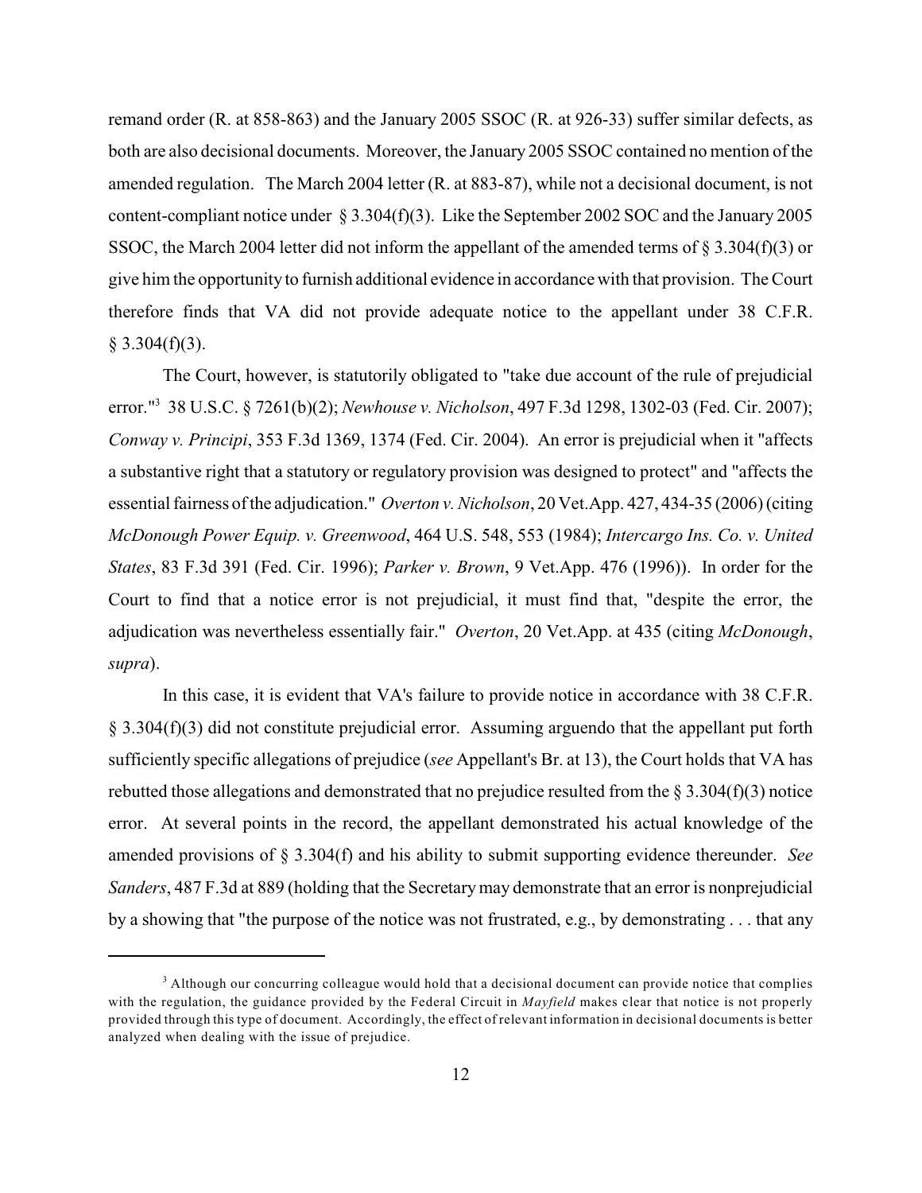remand order (R. at 858-863) and the January 2005 SSOC (R. at 926-33) suffer similar defects, as both are also decisional documents. Moreover, the January 2005 SSOC contained no mention of the amended regulation. The March 2004 letter (R. at 883-87), while not a decisional document, is not content-compliant notice under § 3.304(f)(3). Like the September 2002 SOC and the January 2005 SSOC, the March 2004 letter did not inform the appellant of the amended terms of § 3.304(f)(3) or give him the opportunity to furnish additional evidence in accordance with that provision. The Court therefore finds that VA did not provide adequate notice to the appellant under 38 C.F.R. § 3.304(f)(3).

The Court, however, is statutorily obligated to "take due account of the rule of prejudicial error."[3] 38 U.S.C. § 7261(b)(2); *Newhouse v. Nicholson*, 497 F.3d 1298, 1302-03 (Fed. Cir. 2007); *Conway v. Principi*, 353 F.3d 1369, 1374 (Fed. Cir. 2004). An error is prejudicial when it "affects a substantive right that a statutory or regulatory provision was designed to protect" and "affects the essential fairness of the adjudication." *Overton v. Nicholson*, 20 Vet.App. 427, 434-35 (2006) (citing *McDonough Power Equip. v. Greenwood*, 464 U.S. 548, 553 (1984); *Intercargo Ins. Co. v. United States*, 83 F.3d 391 (Fed. Cir. 1996); *Parker v. Brown*, 9 Vet.App. 476 (1996)). In order for the Court to find that a notice error is not prejudicial, it must find that, "despite the error, the adjudication was nevertheless essentially fair." *Overton*, 20 Vet.App. at 435 (citing *McDonough*, *supra*).

In this case, it is evident that VA's failure to provide notice in accordance with 38 C.F.R. § 3.304(f)(3) did not constitute prejudicial error. Assuming arguendo that the appellant put forth sufficiently specific allegations of prejudice (*see* Appellant's Br. at 13), the Court holds that VA has rebutted those allegations and demonstrated that no prejudice resulted from the § 3.304(f)(3) notice error. At several points in the record, the appellant demonstrated his actual knowledge of the amended provisions of § 3.304(f) and his ability to submit supporting evidence thereunder. *See Sanders*, 487 F.3d at 889 (holding that the Secretary may demonstrate that an error is nonprejudicial by a showing that "the purpose of the notice was not frustrated, e.g., by demonstrating . . . that any

[3] Although our concurring colleague would hold that a decisional document can provide notice that complies with the regulation, the guidance provided by the Federal Circuit in *Mayfield* makes clear that notice is not properly provided through this type of document. Accordingly, the effect of relevant information in decisional documents is better analyzed when dealing with the issue of prejudice.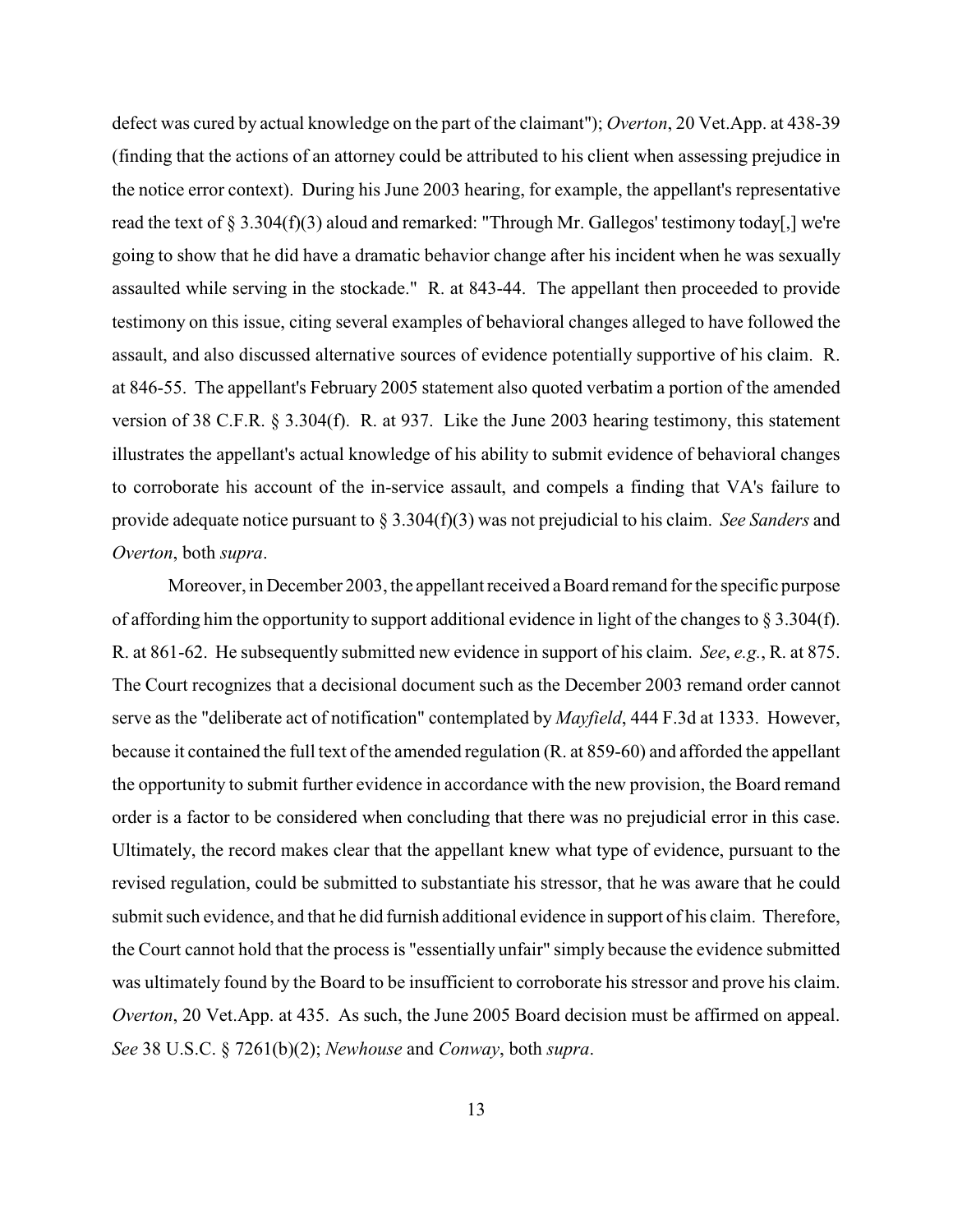defect was cured by actual knowledge on the part of the claimant"); *Overton*, 20 Vet.App. at 438-39 (finding that the actions of an attorney could be attributed to his client when assessing prejudice in the notice error context). During his June 2003 hearing, for example, the appellant's representative read the text of § 3.304(f)(3) aloud and remarked: "Through Mr. Gallegos' testimony today[,] we're going to show that he did have a dramatic behavior change after his incident when he was sexually assaulted while serving in the stockade." R. at 843-44. The appellant then proceeded to provide testimony on this issue, citing several examples of behavioral changes alleged to have followed the assault, and also discussed alternative sources of evidence potentially supportive of his claim. R. at 846-55. The appellant's February 2005 statement also quoted verbatim a portion of the amended version of 38 C.F.R. § 3.304(f). R. at 937. Like the June 2003 hearing testimony, this statement illustrates the appellant's actual knowledge of his ability to submit evidence of behavioral changes to corroborate his account of the in-service assault, and compels a finding that VA's failure to provide adequate notice pursuant to § 3.304(f)(3) was not prejudicial to his claim. *See Sanders* and *Overton*, both *supra*.

Moreover, in December 2003, the appellant received a Board remand for the specific purpose of affording him the opportunity to support additional evidence in light of the changes to § 3.304(f). R. at 861-62. He subsequently submitted new evidence in support of his claim. *See*, *e.g.*, R. at 875. The Court recognizes that a decisional document such as the December 2003 remand order cannot serve as the "deliberate act of notification" contemplated by *Mayfield*, 444 F.3d at 1333. However, because it contained the full text of the amended regulation (R. at 859-60) and afforded the appellant the opportunity to submit further evidence in accordance with the new provision, the Board remand order is a factor to be considered when concluding that there was no prejudicial error in this case. Ultimately, the record makes clear that the appellant knew what type of evidence, pursuant to the revised regulation, could be submitted to substantiate his stressor, that he was aware that he could submit such evidence, and that he did furnish additional evidence in support of his claim. Therefore, the Court cannot hold that the process is "essentially unfair" simply because the evidence submitted was ultimately found by the Board to be insufficient to corroborate his stressor and prove his claim. *Overton*, 20 Vet.App. at 435. As such, the June 2005 Board decision must be affirmed on appeal. *See* 38 U.S.C. § 7261(b)(2); *Newhouse* and *Conway*, both *supra*.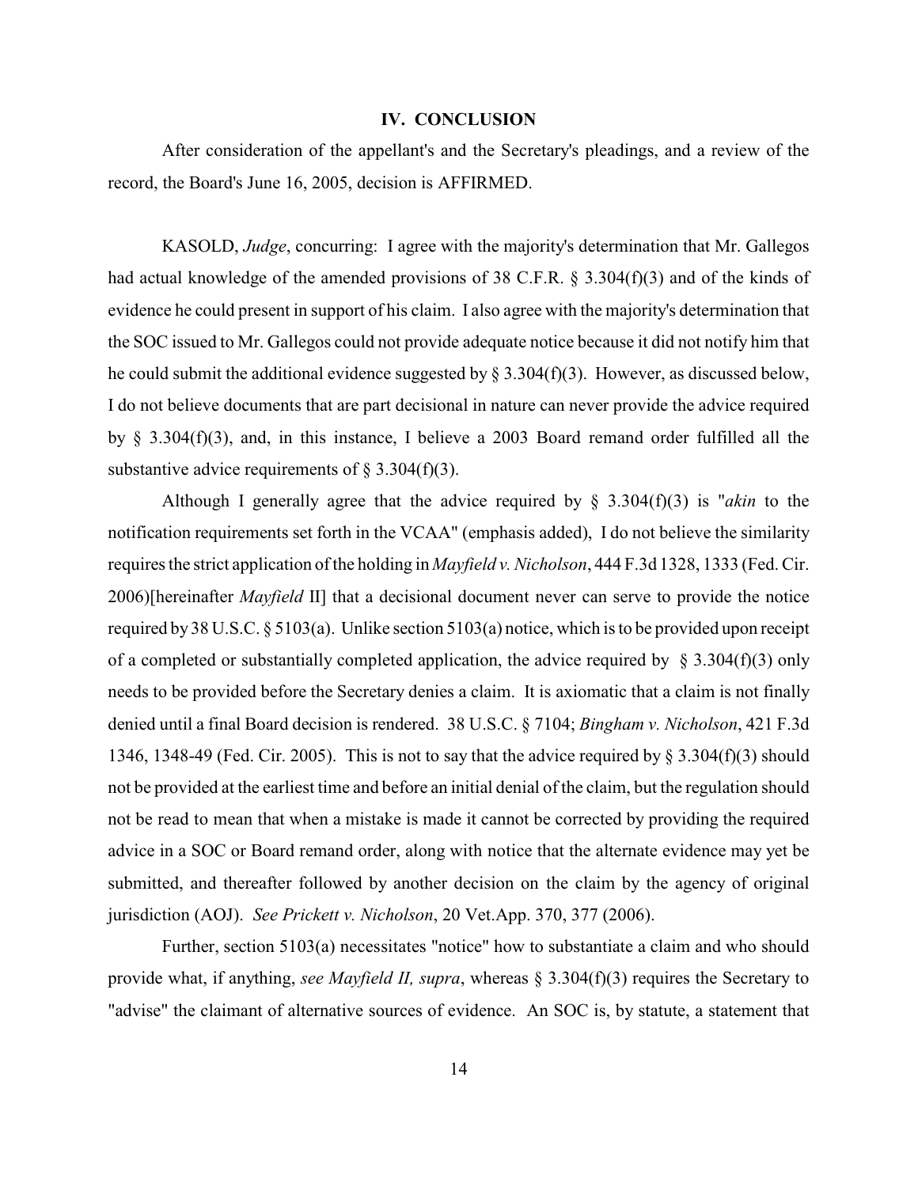## IV. CONCLUSION

After consideration of the appellant's and the Secretary's pleadings, and a review of the record, the Board's June 16, 2005, decision is AFFIRMED.

KASOLD, *Judge*, concurring: I agree with the majority's determination that Mr. Gallegos had actual knowledge of the amended provisions of 38 C.F.R. § 3.304(f)(3) and of the kinds of evidence he could present in support of his claim. I also agree with the majority's determination that the SOC issued to Mr. Gallegos could not provide adequate notice because it did not notify him that he could submit the additional evidence suggested by § 3.304(f)(3). However, as discussed below, I do not believe documents that are part decisional in nature can never provide the advice required by § 3.304(f)(3), and, in this instance, I believe a 2003 Board remand order fulfilled all the substantive advice requirements of § 3.304(f)(3).

Although I generally agree that the advice required by § 3.304(f)(3) is "*akin* to the notification requirements set forth in the VCAA" (emphasis added), I do not believe the similarity requires the strict application of the holding in *Mayfield v. Nicholson*, 444 F.3d 1328, 1333 (Fed. Cir. 2006)[hereinafter *Mayfield* II] that a decisional document never can serve to provide the notice required by 38 U.S.C. § 5103(a). Unlike section 5103(a) notice, which is to be provided upon receipt of a completed or substantially completed application, the advice required by § 3.304(f)(3) only needs to be provided before the Secretary denies a claim. It is axiomatic that a claim is not finally denied until a final Board decision is rendered. 38 U.S.C. § 7104; *Bingham v. Nicholson*, 421 F.3d 1346, 1348-49 (Fed. Cir. 2005). This is not to say that the advice required by § 3.304(f)(3) should not be provided at the earliest time and before an initial denial of the claim, but the regulation should not be read to mean that when a mistake is made it cannot be corrected by providing the required advice in a SOC or Board remand order, along with notice that the alternate evidence may yet be submitted, and thereafter followed by another decision on the claim by the agency of original jurisdiction (AOJ). *See Prickett v. Nicholson*, 20 Vet.App. 370, 377 (2006).

Further, section 5103(a) necessitates "notice" how to substantiate a claim and who should provide what, if anything, *see Mayfield II, supra*, whereas § 3.304(f)(3) requires the Secretary to "advise" the claimant of alternative sources of evidence. An SOC is, by statute, a statement that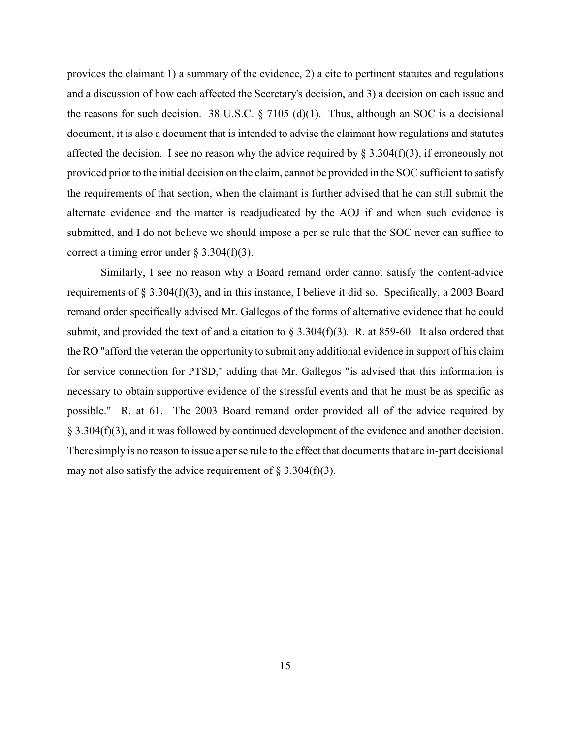provides the claimant 1) a summary of the evidence, 2) a cite to pertinent statutes and regulations and a discussion of how each affected the Secretary's decision, and 3) a decision on each issue and the reasons for such decision. 38 U.S.C. § 7105 (d)(1). Thus, although an SOC is a decisional document, it is also a document that is intended to advise the claimant how regulations and statutes affected the decision. I see no reason why the advice required by § 3.304(f)(3), if erroneously not provided prior to the initial decision on the claim, cannot be provided in the SOC sufficient to satisfy the requirements of that section, when the claimant is further advised that he can still submit the alternate evidence and the matter is readjudicated by the AOJ if and when such evidence is submitted, and I do not believe we should impose a per se rule that the SOC never can suffice to correct a timing error under § 3.304(f)(3).

Similarly, I see no reason why a Board remand order cannot satisfy the content-advice requirements of § 3.304(f)(3), and in this instance, I believe it did so. Specifically, a 2003 Board remand order specifically advised Mr. Gallegos of the forms of alternative evidence that he could submit, and provided the text of and a citation to § 3.304(f)(3). R. at 859-60. It also ordered that the RO "afford the veteran the opportunity to submit any additional evidence in support of his claim for service connection for PTSD," adding that Mr. Gallegos "is advised that this information is necessary to obtain supportive evidence of the stressful events and that he must be as specific as possible." R. at 61. The 2003 Board remand order provided all of the advice required by § 3.304(f)(3), and it was followed by continued development of the evidence and another decision. There simply is no reason to issue a per se rule to the effect that documents that are in-part decisional may not also satisfy the advice requirement of § 3.304(f)(3).